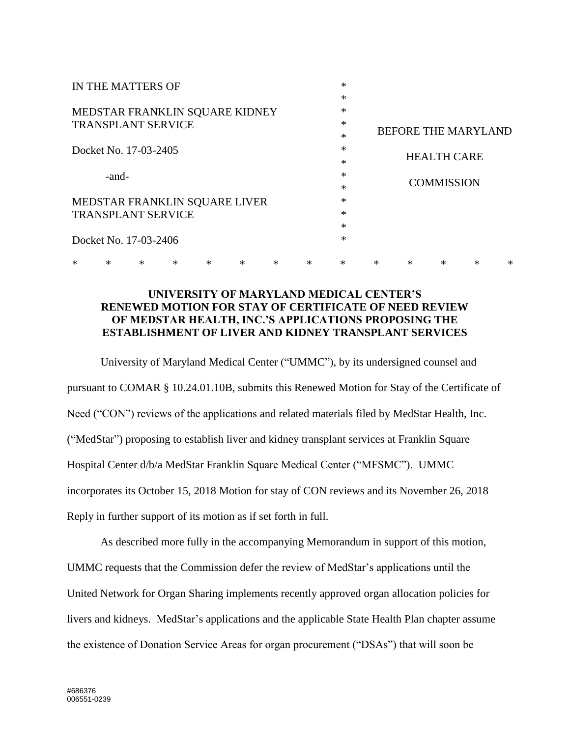IN THE MATTERS OF

MEDSTAR FRANKLIN SQUARE KIDNEY TRANSPLANT SERVICE

Docket No. 17-03-2405

-and-

MEDSTAR FRANKLIN SQUARE LIVER TRANSPLANT SERVICE

Docket No. 17-03-2406

BEFORE THE MARYLAND HEALTH CARE COMMISSION

* * * * * * * * * * * * * *

**UNIVERSITY OF MARYLAND MEDICAL CENTER'S RENEWED MOTION FOR STAY OF CERTIFICATE OF NEED REVIEW OF MEDSTAR HEALTH, INC.'S APPLICATIONS PROPOSING THE ESTABLISHMENT OF LIVER AND KIDNEY TRANSPLANT SERVICES**

University of Maryland Medical Center ("UMMC"), by its undersigned counsel and pursuant to COMAR § 10.24.01.10B, submits this Renewed Motion for Stay of the Certificate of Need ("CON") reviews of the applications and related materials filed by MedStar Health, Inc. ("MedStar") proposing to establish liver and kidney transplant services at Franklin Square Hospital Center d/b/a MedStar Franklin Square Medical Center ("MFSMC"). UMMC incorporates its October 15, 2018 Motion for stay of CON reviews and its November 26, 2018 Reply in further support of its motion as if set forth in full.

As described more fully in the accompanying Memorandum in support of this motion, UMMC requests that the Commission defer the review of MedStar's applications until the United Network for Organ Sharing implements recently approved organ allocation policies for livers and kidneys. MedStar's applications and the applicable State Health Plan chapter assume the existence of Donation Service Areas for organ procurement ("DSAs") that will soon be

#686376
006551-0239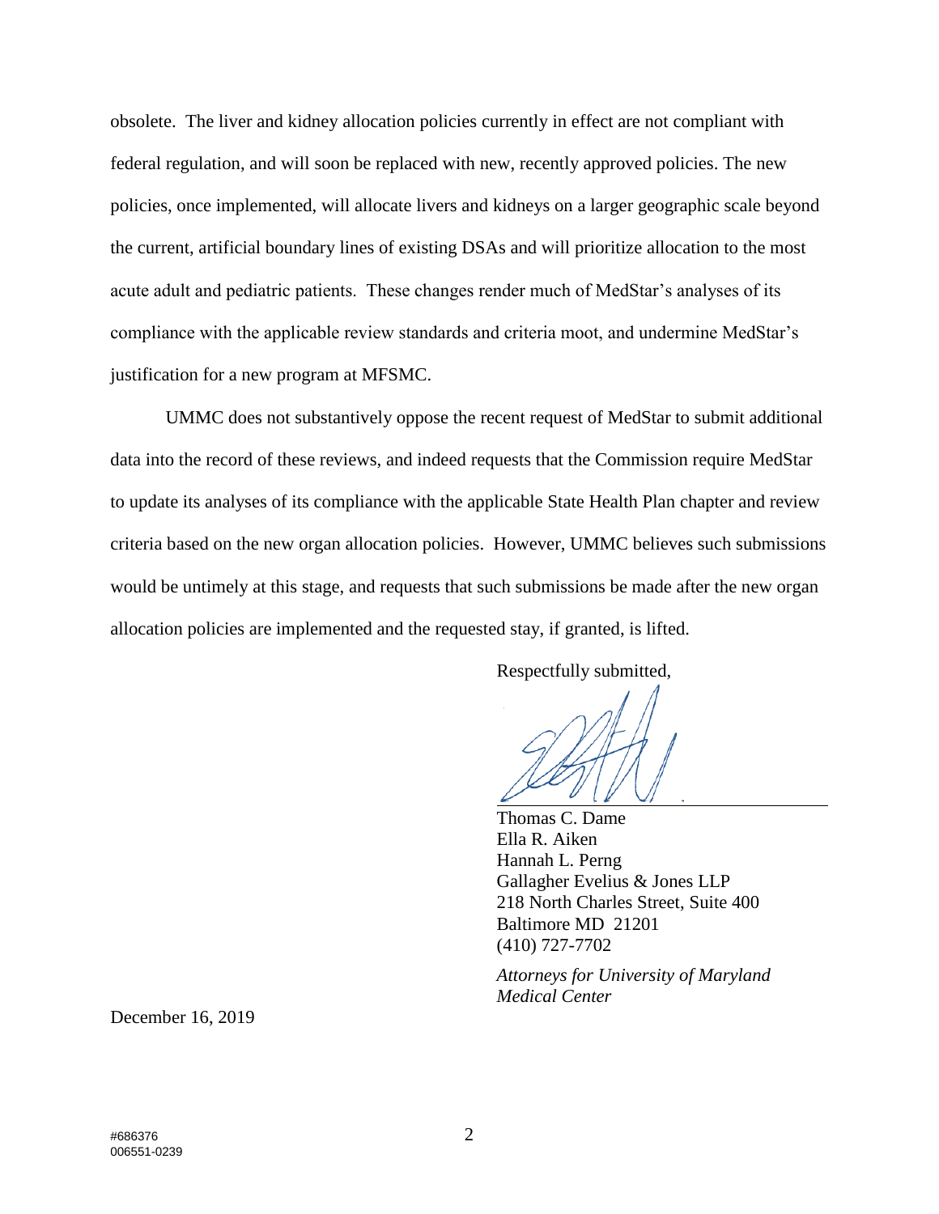obsolete. The liver and kidney allocation policies currently in effect are not compliant with federal regulation, and will soon be replaced with new, recently approved policies. The new policies, once implemented, will allocate livers and kidneys on a larger geographic scale beyond the current, artificial boundary lines of existing DSAs and will prioritize allocation to the most acute adult and pediatric patients. These changes render much of MedStar's analyses of its compliance with the applicable review standards and criteria moot, and undermine MedStar's justification for a new program at MFSMC.

UMMC does not substantively oppose the recent request of MedStar to submit additional data into the record of these reviews, and indeed requests that the Commission require MedStar to update its analyses of its compliance with the applicable State Health Plan chapter and review criteria based on the new organ allocation policies. However, UMMC believes such submissions would be untimely at this stage, and requests that such submissions be made after the new organ allocation policies are implemented and the requested stay, if granted, is lifted.

Respectfully submitted,

Thomas C. Dame
Ella R. Aiken
Hannah L. Perng
Gallagher Evelius & Jones LLP
218 North Charles Street, Suite 400
Baltimore MD 21201
(410) 727-7702

*Attorneys for University of Maryland Medical Center*

December 16, 2019

#686376
006551-0239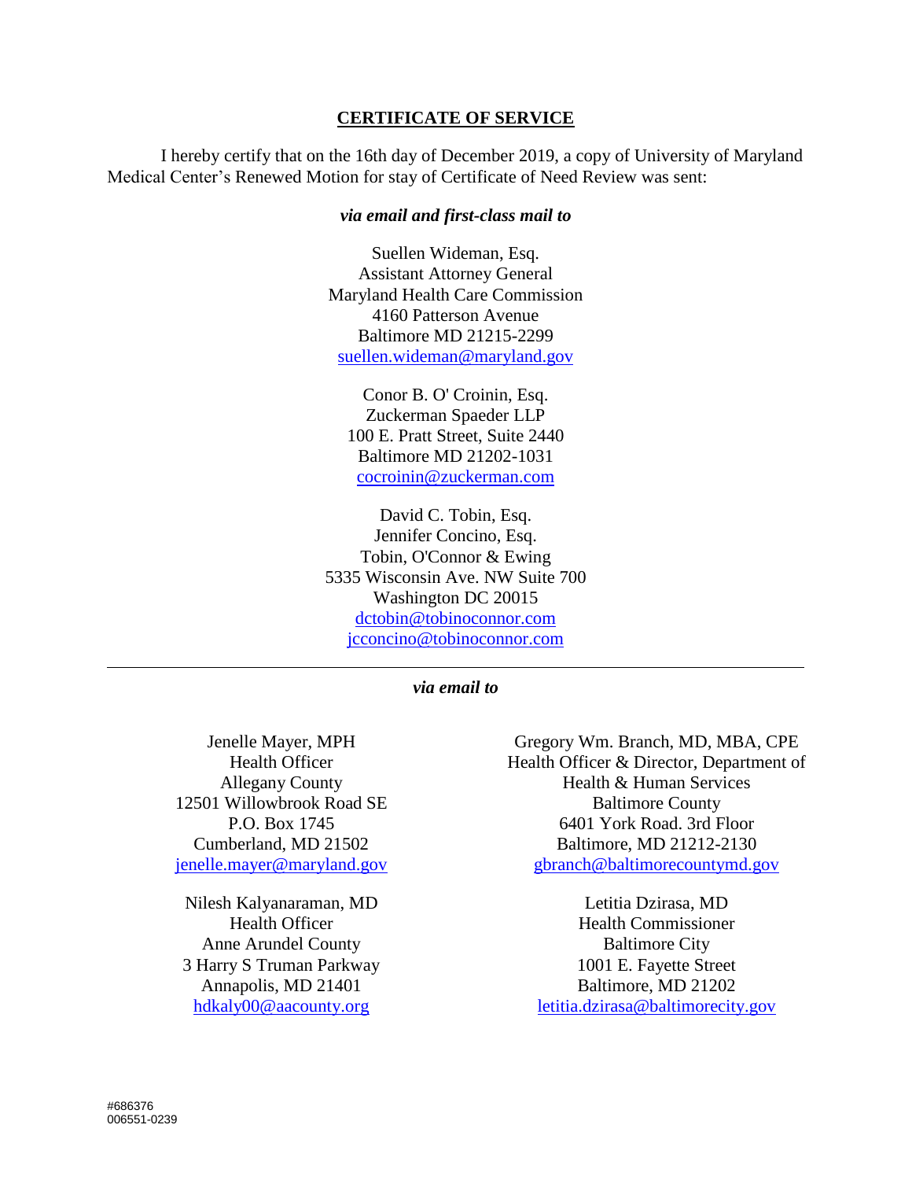## CERTIFICATE OF SERVICE

I hereby certify that on the 16th day of December 2019, a copy of University of Maryland Medical Center's Renewed Motion for stay of Certificate of Need Review was sent:

***via email and first-class mail to***

Suellen Wideman, Esq.
Assistant Attorney General
Maryland Health Care Commission
4160 Patterson Avenue
Baltimore MD 21215-2299
suellen.wideman@maryland.gov

Conor B. O' Croinin, Esq.
Zuckerman Spaeder LLP
100 E. Pratt Street, Suite 2440
Baltimore MD 21202-1031
cocroinin@zuckerman.com

David C. Tobin, Esq.
Jennifer Concino, Esq.
Tobin, O'Connor & Ewing
5335 Wisconsin Ave. NW Suite 700
Washington DC 20015
dctobin@tobinoconnor.com
jcconcino@tobinoconnor.com

---

***via email to***

Jenelle Mayer, MPH
Health Officer
Allegany County
12501 Willowbrook Road SE
P.O. Box 1745
Cumberland, MD 21502
jenelle.mayer@maryland.gov

Nilesh Kalyanaraman, MD
Health Officer
Anne Arundel County
3 Harry S Truman Parkway
Annapolis, MD 21401
hdkaly00@aacounty.org

Gregory Wm. Branch, MD, MBA, CPE
Health Officer & Director, Department of Health & Human Services
Baltimore County
6401 York Road. 3rd Floor
Baltimore, MD 21212-2130
gbranch@baltimorecountymd.gov

Letitia Dzirasa, MD
Health Commissioner
Baltimore City
1001 E. Fayette Street
Baltimore, MD 21202
letitia.dzirasa@baltimorecity.gov

#686376
006551-0239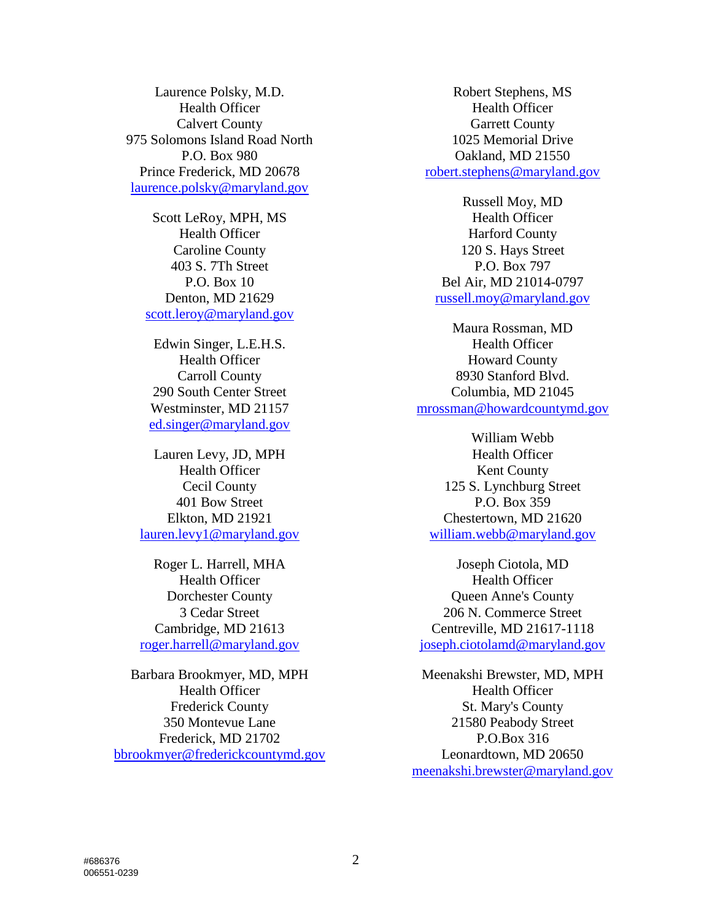Laurence Polsky, M.D.
Health Officer
Calvert County
975 Solomons Island Road North
P.O. Box 980
Prince Frederick, MD 20678
laurence.polsky@maryland.gov

Scott LeRoy, MPH, MS
Health Officer
Caroline County
403 S. 7Th Street
P.O. Box 10
Denton, MD 21629
scott.leroy@maryland.gov

Edwin Singer, L.E.H.S.
Health Officer
Carroll County
290 South Center Street
Westminster, MD 21157
ed.singer@maryland.gov

Lauren Levy, JD, MPH
Health Officer
Cecil County
401 Bow Street
Elkton, MD 21921
lauren.levy1@maryland.gov

Roger L. Harrell, MHA
Health Officer
Dorchester County
3 Cedar Street
Cambridge, MD 21613
roger.harrell@maryland.gov

Barbara Brookmyer, MD, MPH
Health Officer
Frederick County
350 Montevue Lane
Frederick, MD 21702
bbrookmyer@frederickcountymd.gov

Robert Stephens, MS
Health Officer
Garrett County
1025 Memorial Drive
Oakland, MD 21550
robert.stephens@maryland.gov

Russell Moy, MD
Health Officer
Harford County
120 S. Hays Street
P.O. Box 797
Bel Air, MD 21014-0797
russell.moy@maryland.gov

Maura Rossman, MD
Health Officer
Howard County
8930 Stanford Blvd.
Columbia, MD 21045
mrossman@howardcountymd.gov

William Webb
Health Officer
Kent County
125 S. Lynchburg Street
P.O. Box 359
Chestertown, MD 21620
william.webb@maryland.gov

Joseph Ciotola, MD
Health Officer
Queen Anne's County
206 N. Commerce Street
Centreville, MD 21617-1118
joseph.ciotolamd@maryland.gov

Meenakshi Brewster, MD, MPH
Health Officer
St. Mary's County
21580 Peabody Street
P.O.Box 316
Leonardtown, MD 20650
meenakshi.brewster@maryland.gov

#686376
006551-0239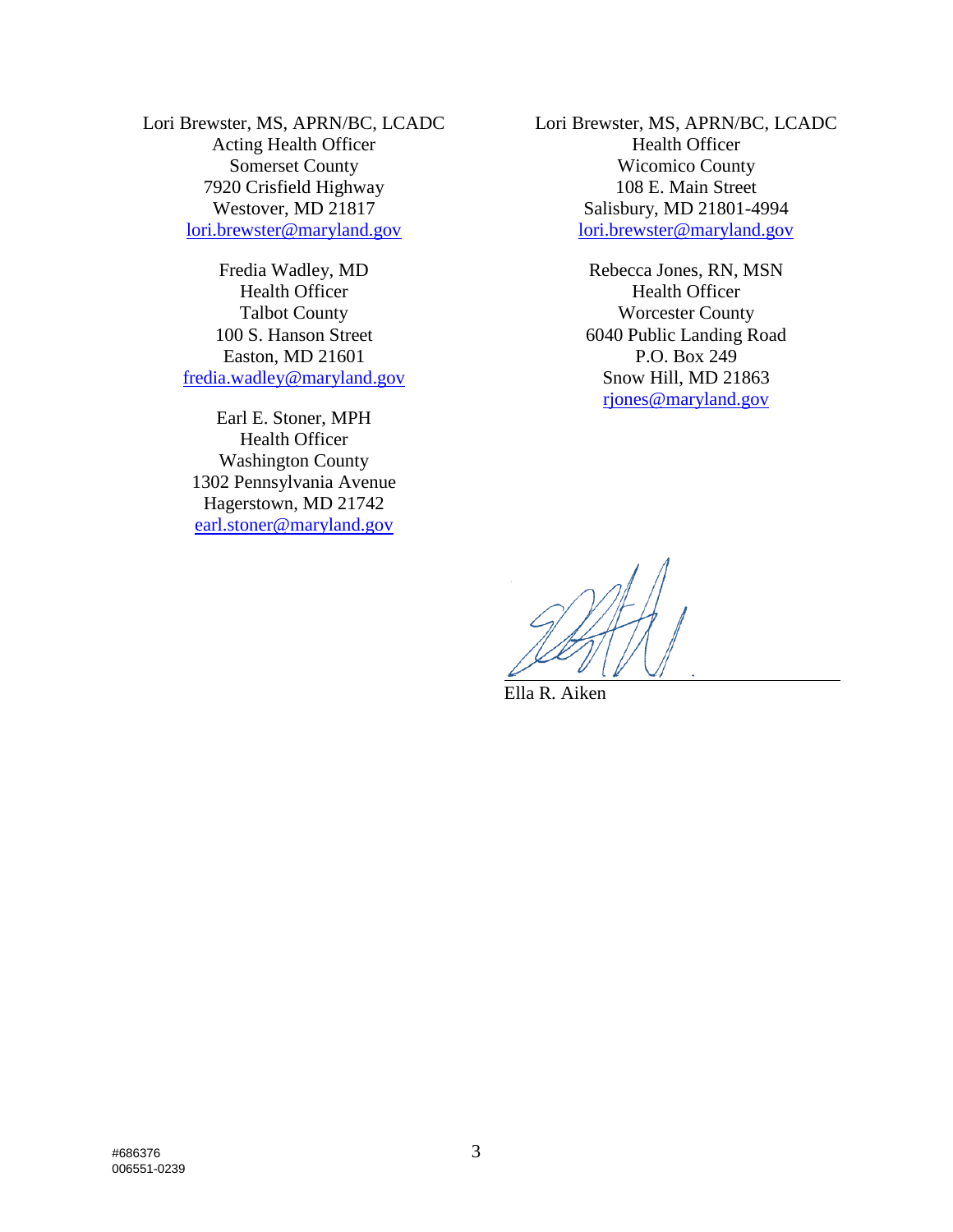Lori Brewster, MS, APRN/BC, LCADC
Acting Health Officer
Somerset County
7920 Crisfield Highway
Westover, MD 21817
lori.brewster@maryland.gov

Lori Brewster, MS, APRN/BC, LCADC
Health Officer
Wicomico County
108 E. Main Street
Salisbury, MD 21801-4994
lori.brewster@maryland.gov

Fredia Wadley, MD
Health Officer
Talbot County
100 S. Hanson Street
Easton, MD 21601
fredia.wadley@maryland.gov

Rebecca Jones, RN, MSN
Health Officer
Worcester County
6040 Public Landing Road
P.O. Box 249
Snow Hill, MD 21863
rjones@maryland.gov

Earl E. Stoner, MPH
Health Officer
Washington County
1302 Pennsylvania Avenue
Hagerstown, MD 21742
earl.stoner@maryland.gov

\_\_\_\_\_\_\_\_\_\_\_\_\_\_\_\_\_\_\_\_\_\_\_\_\_\_\_\_\_\_
Ella R. Aiken

#686376
006551-0239